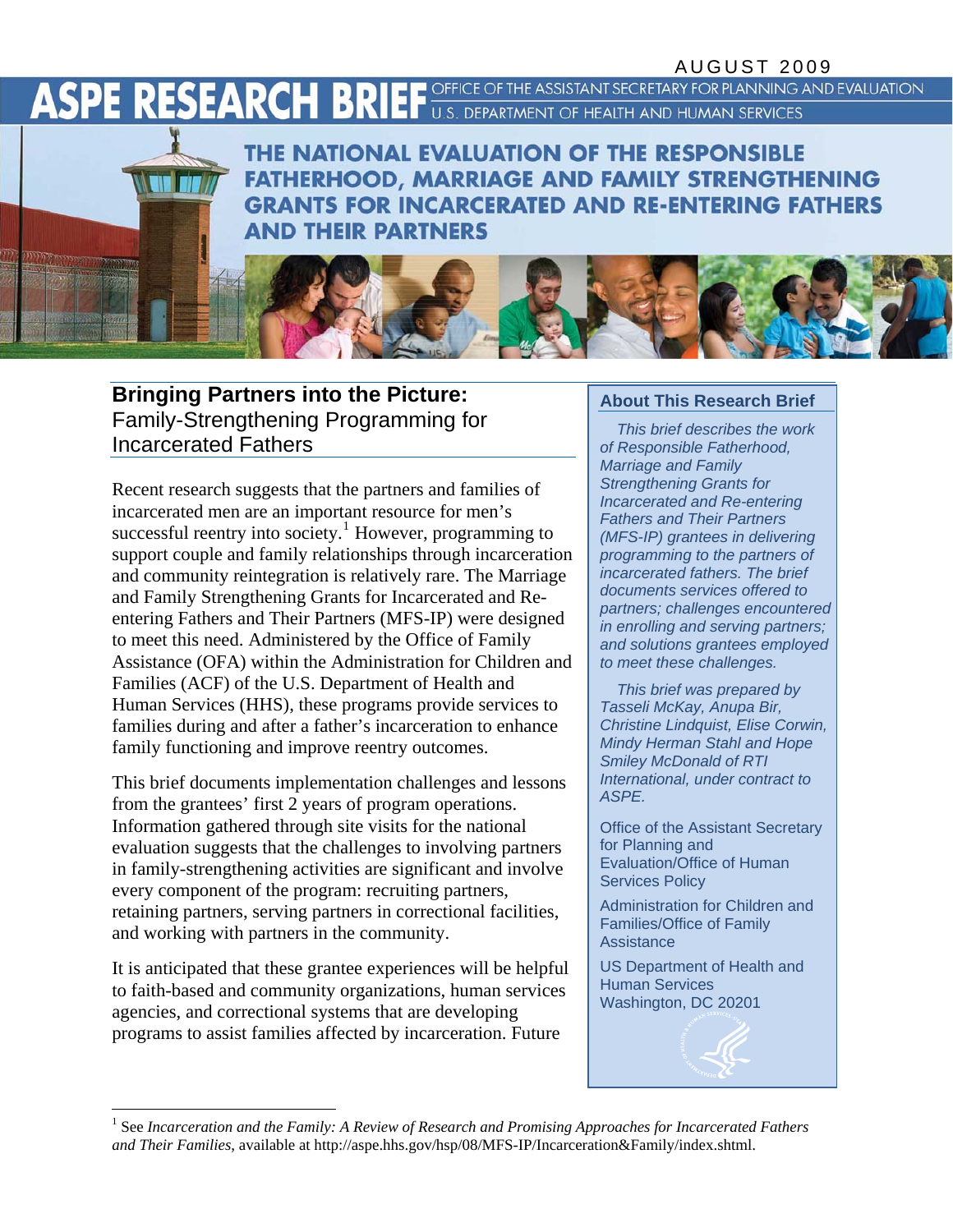AUGUST 2009

# ASPE RESEARCH BRIEF

OFFICE OF THE ASSISTANT SECRETARY FOR PLANNING AND EVALUATION
U.S. DEPARTMENT OF HEALTH AND HUMAN SERVICES

## THE NATIONAL EVALUATION OF THE RESPONSIBLE FATHERHOOD, MARRIAGE AND FAMILY STRENGTHENING GRANTS FOR INCARCERATED AND RE-ENTERING FATHERS AND THEIR PARTNERS

## Bringing Partners into the Picture: Family-Strengthening Programming for Incarcerated Fathers

Recent research suggests that the partners and families of incarcerated men are an important resource for men's successful reentry into society.[1] However, programming to support couple and family relationships through incarceration and community reintegration is relatively rare. The Marriage and Family Strengthening Grants for Incarcerated and Re-entering Fathers and Their Partners (MFS-IP) were designed to meet this need. Administered by the Office of Family Assistance (OFA) within the Administration for Children and Families (ACF) of the U.S. Department of Health and Human Services (HHS), these programs provide services to families during and after a father's incarceration to enhance family functioning and improve reentry outcomes.

This brief documents implementation challenges and lessons from the grantees' first 2 years of program operations. Information gathered through site visits for the national evaluation suggests that the challenges to involving partners in family-strengthening activities are significant and involve every component of the program: recruiting partners, retaining partners, serving partners in correctional facilities, and working with partners in the community.

It is anticipated that these grantee experiences will be helpful to faith-based and community organizations, human services agencies, and correctional systems that are developing programs to assist families affected by incarceration. Future

### About This Research Brief

*This brief describes the work of Responsible Fatherhood, Marriage and Family Strengthening Grants for Incarcerated and Re-entering Fathers and Their Partners (MFS-IP) grantees in delivering programming to the partners of incarcerated fathers. The brief documents services offered to partners; challenges encountered in enrolling and serving partners; and solutions grantees employed to meet these challenges.*

*This brief was prepared by Tasseli McKay, Anupa Bir, Christine Lindquist, Elise Corwin, Mindy Herman Stahl and Hope Smiley McDonald of RTI International, under contract to ASPE.*

Office of the Assistant Secretary for Planning and Evaluation/Office of Human Services Policy

Administration for Children and Families/Office of Family Assistance

US Department of Health and Human Services
Washington, DC 20201

---

[1] See *Incarceration and the Family: A Review of Research and Promising Approaches for Incarcerated Fathers and Their Families*, available at http://aspe.hhs.gov/hsp/08/MFS-IP/Incarceration&Family/index.shtml.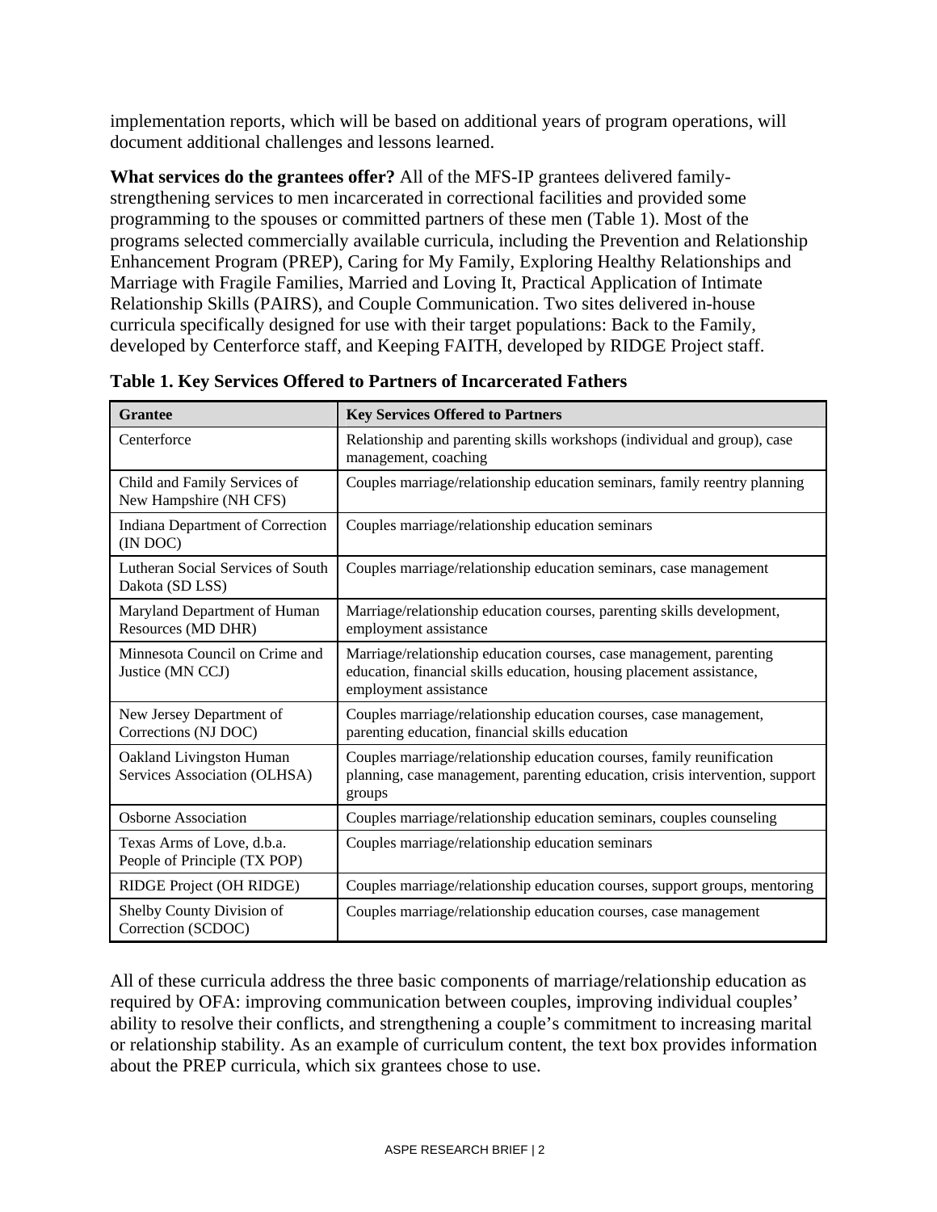implementation reports, which will be based on additional years of program operations, will document additional challenges and lessons learned.

**What services do the grantees offer?** All of the MFS-IP grantees delivered family-strengthening services to men incarcerated in correctional facilities and provided some programming to the spouses or committed partners of these men (Table 1). Most of the programs selected commercially available curricula, including the Prevention and Relationship Enhancement Program (PREP), Caring for My Family, Exploring Healthy Relationships and Marriage with Fragile Families, Married and Loving It, Practical Application of Intimate Relationship Skills (PAIRS), and Couple Communication. Two sites delivered in-house curricula specifically designed for use with their target populations: Back to the Family, developed by Centerforce staff, and Keeping FAITH, developed by RIDGE Project staff.

**Table 1. Key Services Offered to Partners of Incarcerated Fathers**

| Grantee | Key Services Offered to Partners |
|---|---|
| Centerforce | Relationship and parenting skills workshops (individual and group), case management, coaching |
| Child and Family Services of New Hampshire (NH CFS) | Couples marriage/relationship education seminars, family reentry planning |
| Indiana Department of Correction (IN DOC) | Couples marriage/relationship education seminars |
| Lutheran Social Services of South Dakota (SD LSS) | Couples marriage/relationship education seminars, case management |
| Maryland Department of Human Resources (MD DHR) | Marriage/relationship education courses, parenting skills development, employment assistance |
| Minnesota Council on Crime and Justice (MN CCJ) | Marriage/relationship education courses, case management, parenting education, financial skills education, housing placement assistance, employment assistance |
| New Jersey Department of Corrections (NJ DOC) | Couples marriage/relationship education courses, case management, parenting education, financial skills education |
| Oakland Livingston Human Services Association (OLHSA) | Couples marriage/relationship education courses, family reunification planning, case management, parenting education, crisis intervention, support groups |
| Osborne Association | Couples marriage/relationship education seminars, couples counseling |
| Texas Arms of Love, d.b.a. People of Principle (TX POP) | Couples marriage/relationship education seminars |
| RIDGE Project (OH RIDGE) | Couples marriage/relationship education courses, support groups, mentoring |
| Shelby County Division of Correction (SCDOC) | Couples marriage/relationship education courses, case management |

All of these curricula address the three basic components of marriage/relationship education as required by OFA: improving communication between couples, improving individual couples' ability to resolve their conflicts, and strengthening a couple's commitment to increasing marital or relationship stability. As an example of curriculum content, the text box provides information about the PREP curricula, which six grantees chose to use.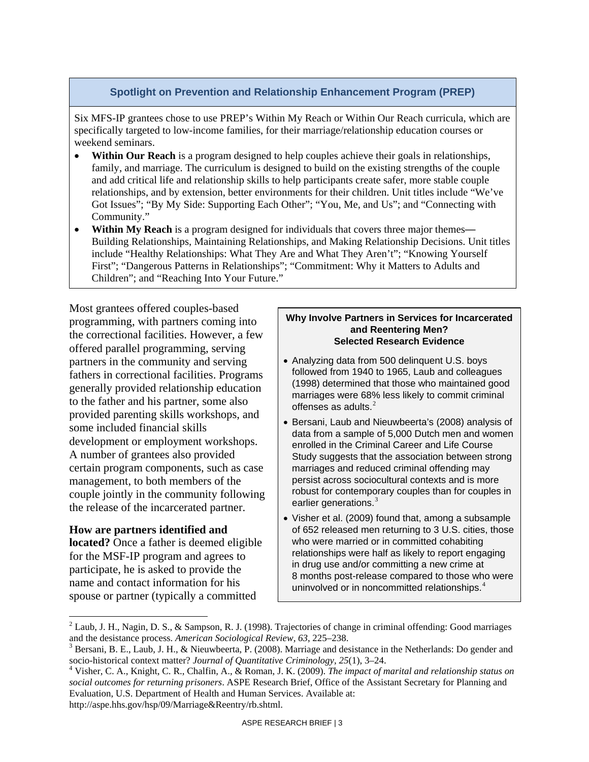### Spotlight on Prevention and Relationship Enhancement Program (PREP)

Six MFS-IP grantees chose to use PREP's Within My Reach or Within Our Reach curricula, which are specifically targeted to low-income families, for their marriage/relationship education courses or weekend seminars.

- **Within Our Reach** is a program designed to help couples achieve their goals in relationships, family, and marriage. The curriculum is designed to build on the existing strengths of the couple and add critical life and relationship skills to help participants create safer, more stable couple relationships, and by extension, better environments for their children. Unit titles include "We've Got Issues"; "By My Side: Supporting Each Other"; "You, Me, and Us"; and "Connecting with Community."
- **Within My Reach** is a program designed for individuals that covers three major themes—Building Relationships, Maintaining Relationships, and Making Relationship Decisions. Unit titles include "Healthy Relationships: What They Are and What They Aren't"; "Knowing Yourself First"; "Dangerous Patterns in Relationships"; "Commitment: Why it Matters to Adults and Children"; and "Reaching Into Your Future."

Most grantees offered couples-based programming, with partners coming into the correctional facilities. However, a few offered parallel programming, serving partners in the community and serving fathers in correctional facilities. Programs generally provided relationship education to the father and his partner, some also provided parenting skills workshops, and some included financial skills development or employment workshops. A number of grantees also provided certain program components, such as case management, to both members of the couple jointly in the community following the release of the incarcerated partner.

**How are partners identified and located?** Once a father is deemed eligible for the MSF-IP program and agrees to participate, he is asked to provide the name and contact information for his spouse or partner (typically a committed

**Why Involve Partners in Services for Incarcerated and Reentering Men? Selected Research Evidence**

- Analyzing data from 500 delinquent U.S. boys followed from 1940 to 1965, Laub and colleagues (1998) determined that those who maintained good marriages were 68% less likely to commit criminal offenses as adults.[2]
- Bersani, Laub and Nieuwbeerta's (2008) analysis of data from a sample of 5,000 Dutch men and women enrolled in the Criminal Career and Life Course Study suggests that the association between strong marriages and reduced criminal offending may persist across sociocultural contexts and is more robust for contemporary couples than for couples in earlier generations.[3]
- Visher et al. (2009) found that, among a subsample of 652 released men returning to 3 U.S. cities, those who were married or in committed cohabiting relationships were half as likely to report engaging in drug use and/or committing a new crime at 8 months post-release compared to those who were uninvolved or in noncommitted relationships.[4]

---

[2] Laub, J. H., Nagin, D. S., & Sampson, R. J. (1998). Trajectories of change in criminal offending: Good marriages and the desistance process. *American Sociological Review, 63*, 225–238.

[3] Bersani, B. E., Laub, J. H., & Nieuwbeerta, P. (2008). Marriage and desistance in the Netherlands: Do gender and socio-historical context matter? *Journal of Quantitative Criminology, 25*(1), 3–24.

[4] Visher, C. A., Knight, C. R., Chalfin, A., & Roman, J. K. (2009). *The impact of marital and relationship status on social outcomes for returning prisoners*. ASPE Research Brief, Office of the Assistant Secretary for Planning and Evaluation, U.S. Department of Health and Human Services. Available at: http://aspe.hhs.gov/hsp/09/Marriage&Reentry/rb.shtml.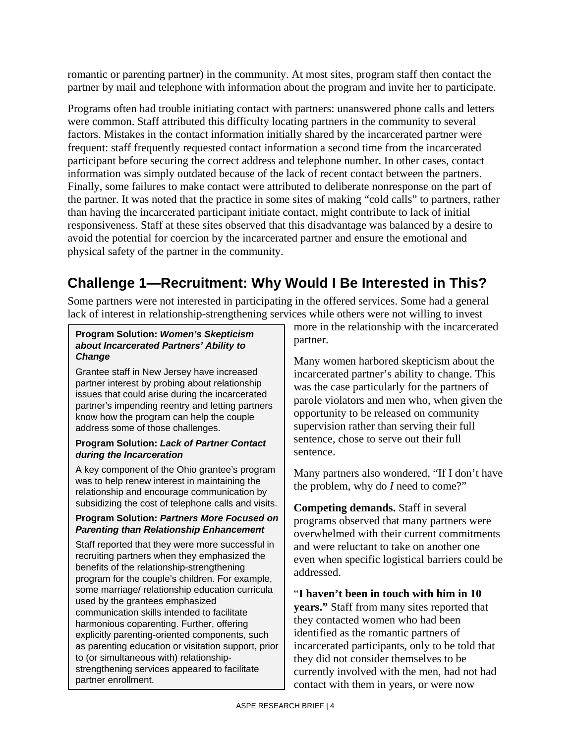romantic or parenting partner) in the community. At most sites, program staff then contact the partner by mail and telephone with information about the program and invite her to participate.

Programs often had trouble initiating contact with partners: unanswered phone calls and letters were common. Staff attributed this difficulty locating partners in the community to several factors. Mistakes in the contact information initially shared by the incarcerated partner were frequent: staff frequently requested contact information a second time from the incarcerated participant before securing the correct address and telephone number. In other cases, contact information was simply outdated because of the lack of recent contact between the partners. Finally, some failures to make contact were attributed to deliberate nonresponse on the part of the partner. It was noted that the practice in some sites of making "cold calls" to partners, rather than having the incarcerated participant initiate contact, might contribute to lack of initial responsiveness. Staff at these sites observed that this disadvantage was balanced by a desire to avoid the potential for coercion by the incarcerated partner and ensure the emotional and physical safety of the partner in the community.

## Challenge 1—Recruitment: Why Would I Be Interested in This?

Some partners were not interested in participating in the offered services. Some had a general lack of interest in relationship-strengthening services while others were not willing to invest more in the relationship with the incarcerated partner.

Many women harbored skepticism about the incarcerated partner's ability to change. This was the case particularly for the partners of parole violators and men who, when given the opportunity to be released on community supervision rather than serving their full sentence, chose to serve out their full sentence.

Many partners also wondered, "If I don't have the problem, why do *I* need to come?"

**Competing demands.** Staff in several programs observed that many partners were overwhelmed with their current commitments and were reluctant to take on another one even when specific logistical barriers could be addressed.

"**I haven't been in touch with him in 10 years."** Staff from many sites reported that they contacted women who had been identified as the romantic partners of incarcerated participants, only to be told that they did not consider themselves to be currently involved with the men, had not had contact with them in years, or were now

> **Program Solution: *Women's Skepticism about Incarcerated Partners' Ability to Change***
>
> Grantee staff in New Jersey have increased partner interest by probing about relationship issues that could arise during the incarcerated partner's impending reentry and letting partners know how the program can help the couple address some of those challenges.
>
> **Program Solution: *Lack of Partner Contact during the Incarceration***
>
> A key component of the Ohio grantee's program was to help renew interest in maintaining the relationship and encourage communication by subsidizing the cost of telephone calls and visits.
>
> **Program Solution: *Partners More Focused on Parenting than Relationship Enhancement***
>
> Staff reported that they were more successful in recruiting partners when they emphasized the benefits of the relationship-strengthening program for the couple's children. For example, some marriage/ relationship education curricula used by the grantees emphasized communication skills intended to facilitate harmonious coparenting. Further, offering explicitly parenting-oriented components, such as parenting education or visitation support, prior to (or simultaneous with) relationship-strengthening services appeared to facilitate partner enrollment.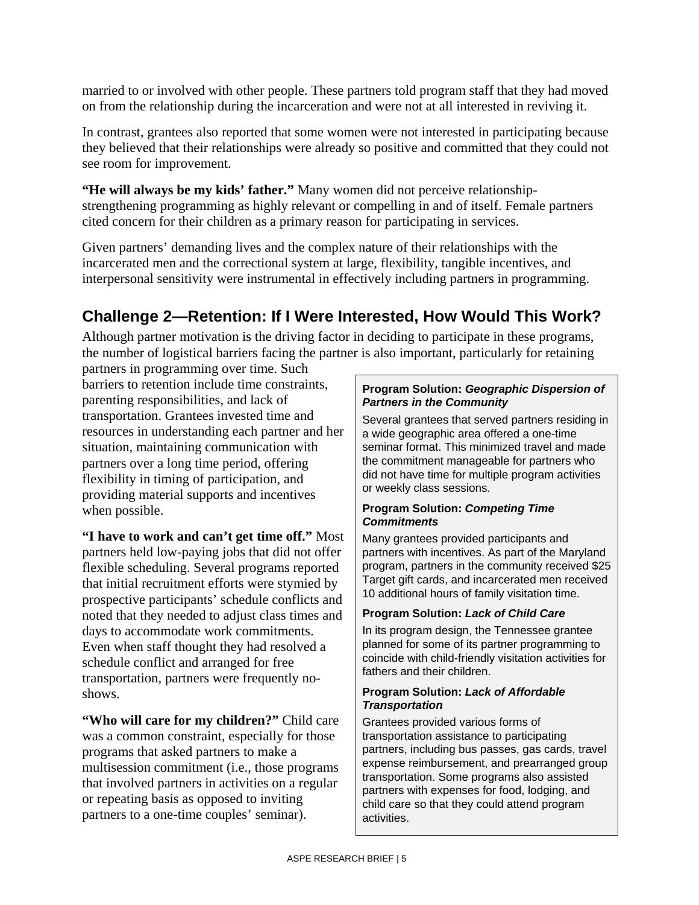married to or involved with other people. These partners told program staff that they had moved on from the relationship during the incarceration and were not at all interested in reviving it.

In contrast, grantees also reported that some women were not interested in participating because they believed that their relationships were already so positive and committed that they could not see room for improvement.

**"He will always be my kids' father."** Many women did not perceive relationship-strengthening programming as highly relevant or compelling in and of itself. Female partners cited concern for their children as a primary reason for participating in services.

Given partners' demanding lives and the complex nature of their relationships with the incarcerated men and the correctional system at large, flexibility, tangible incentives, and interpersonal sensitivity were instrumental in effectively including partners in programming.

## Challenge 2—Retention: If I Were Interested, How Would This Work?

Although partner motivation is the driving factor in deciding to participate in these programs, the number of logistical barriers facing the partner is also important, particularly for retaining partners in programming over time. Such barriers to retention include time constraints, parenting responsibilities, and lack of transportation. Grantees invested time and resources in understanding each partner and her situation, maintaining communication with partners over a long time period, offering flexibility in timing of participation, and providing material supports and incentives when possible.

**"I have to work and can't get time off."** Most partners held low-paying jobs that did not offer flexible scheduling. Several programs reported that initial recruitment efforts were stymied by prospective participants' schedule conflicts and noted that they needed to adjust class times and days to accommodate work commitments. Even when staff thought they had resolved a schedule conflict and arranged for free transportation, partners were frequently no-shows.

**"Who will care for my children?"** Child care was a common constraint, especially for those programs that asked partners to make a multisession commitment (i.e., those programs that involved partners in activities on a regular or repeating basis as opposed to inviting partners to a one-time couples' seminar).

**Program Solution: *Geographic Dispersion of Partners in the Community***

Several grantees that served partners residing in a wide geographic area offered a one-time seminar format. This minimized travel and made the commitment manageable for partners who did not have time for multiple program activities or weekly class sessions.

**Program Solution: *Competing Time Commitments***

Many grantees provided participants and partners with incentives. As part of the Maryland program, partners in the community received $25 Target gift cards, and incarcerated men received 10 additional hours of family visitation time.

**Program Solution: *Lack of Child Care***

In its program design, the Tennessee grantee planned for some of its partner programming to coincide with child-friendly visitation activities for fathers and their children.

**Program Solution: *Lack of Affordable Transportation***

Grantees provided various forms of transportation assistance to participating partners, including bus passes, gas cards, travel expense reimbursement, and prearranged group transportation. Some programs also assisted partners with expenses for food, lodging, and child care so that they could attend program activities.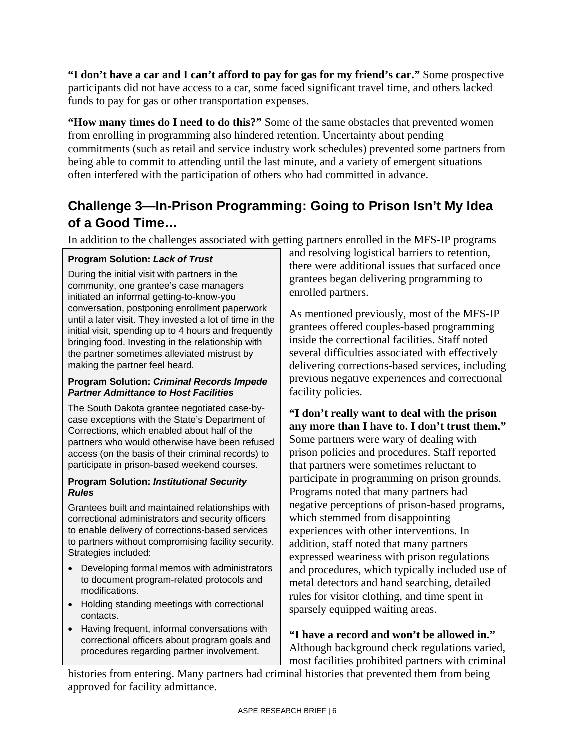**"I don't have a car and I can't afford to pay for gas for my friend's car."** Some prospective participants did not have access to a car, some faced significant travel time, and others lacked funds to pay for gas or other transportation expenses.

**"How many times do I need to do this?"** Some of the same obstacles that prevented women from enrolling in programming also hindered retention. Uncertainty about pending commitments (such as retail and service industry work schedules) prevented some partners from being able to commit to attending until the last minute, and a variety of emergent situations often interfered with the participation of others who had committed in advance.

## Challenge 3—In-Prison Programming: Going to Prison Isn't My Idea of a Good Time…

In addition to the challenges associated with getting partners enrolled in the MFS-IP programs and resolving logistical barriers to retention, there were additional issues that surfaced once grantees began delivering programming to enrolled partners.

As mentioned previously, most of the MFS-IP grantees offered couples-based programming inside the correctional facilities. Staff noted several difficulties associated with effectively delivering corrections-based services, including previous negative experiences and correctional facility policies.

**"I don't really want to deal with the prison any more than I have to. I don't trust them."** Some partners were wary of dealing with prison policies and procedures. Staff reported that partners were sometimes reluctant to participate in programming on prison grounds. Programs noted that many partners had negative perceptions of prison-based programs, which stemmed from disappointing experiences with other interventions. In addition, staff noted that many partners expressed weariness with prison regulations and procedures, which typically included use of metal detectors and hand searching, detailed rules for visitor clothing, and time spent in sparsely equipped waiting areas.

**"I have a record and won't be allowed in."** Although background check regulations varied, most facilities prohibited partners with criminal histories from entering. Many partners had criminal histories that prevented them from being approved for facility admittance.

**Program Solution: *Lack of Trust***

During the initial visit with partners in the community, one grantee's case managers initiated an informal getting-to-know-you conversation, postponing enrollment paperwork until a later visit. They invested a lot of time in the initial visit, spending up to 4 hours and frequently bringing food. Investing in the relationship with the partner sometimes alleviated mistrust by making the partner feel heard.

**Program Solution: *Criminal Records Impede Partner Admittance to Host Facilities***

The South Dakota grantee negotiated case-by-case exceptions with the State's Department of Corrections, which enabled about half of the partners who would otherwise have been refused access (on the basis of their criminal records) to participate in prison-based weekend courses.

**Program Solution: *Institutional Security Rules***

Grantees built and maintained relationships with correctional administrators and security officers to enable delivery of corrections-based services to partners without compromising facility security. Strategies included:

- Developing formal memos with administrators to document program-related protocols and modifications.
- Holding standing meetings with correctional contacts.
- Having frequent, informal conversations with correctional officers about program goals and procedures regarding partner involvement.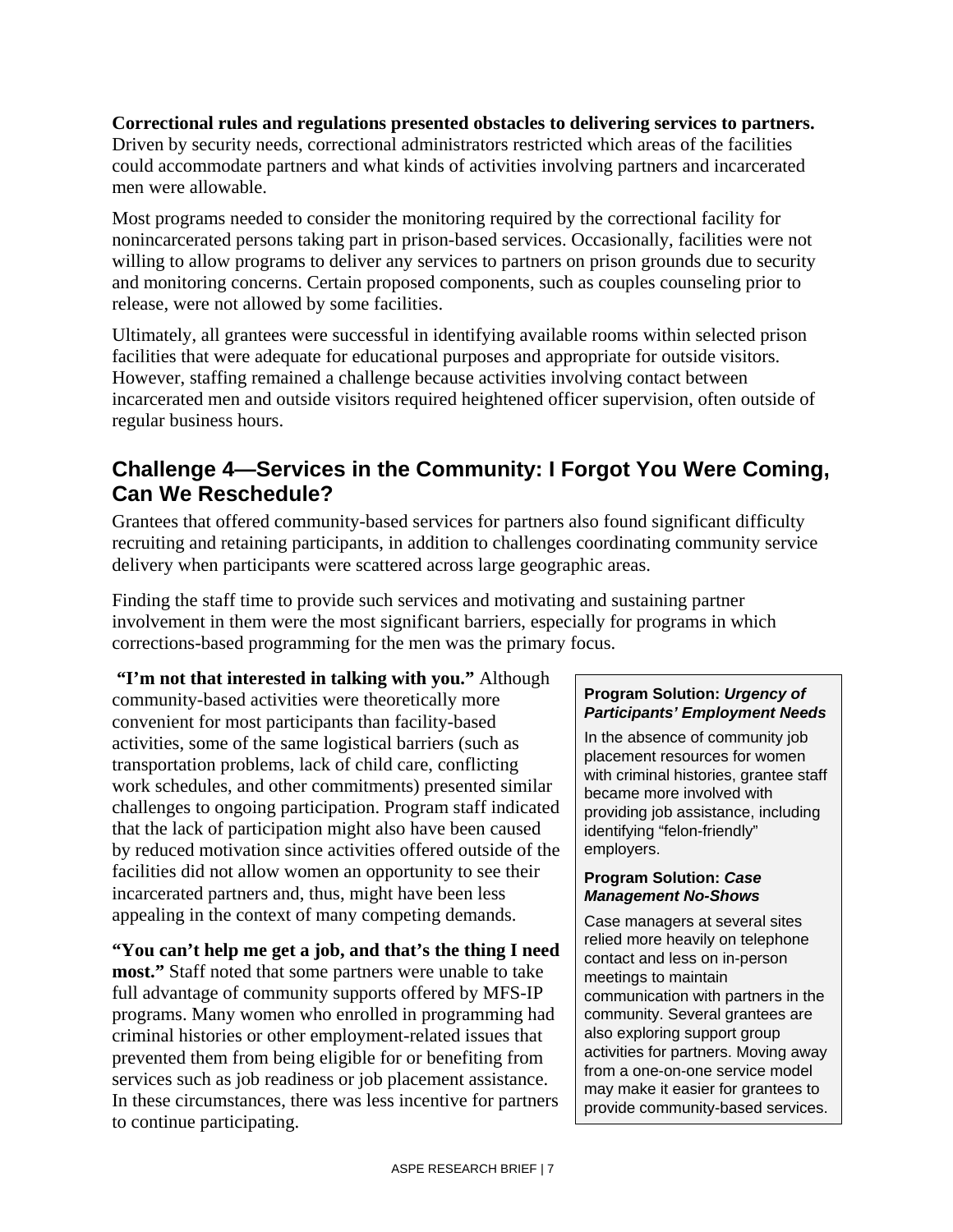**Correctional rules and regulations presented obstacles to delivering services to partners.** Driven by security needs, correctional administrators restricted which areas of the facilities could accommodate partners and what kinds of activities involving partners and incarcerated men were allowable.

Most programs needed to consider the monitoring required by the correctional facility for nonincarcerated persons taking part in prison-based services. Occasionally, facilities were not willing to allow programs to deliver any services to partners on prison grounds due to security and monitoring concerns. Certain proposed components, such as couples counseling prior to release, were not allowed by some facilities.

Ultimately, all grantees were successful in identifying available rooms within selected prison facilities that were adequate for educational purposes and appropriate for outside visitors. However, staffing remained a challenge because activities involving contact between incarcerated men and outside visitors required heightened officer supervision, often outside of regular business hours.

## Challenge 4—Services in the Community: I Forgot You Were Coming, Can We Reschedule?

Grantees that offered community-based services for partners also found significant difficulty recruiting and retaining participants, in addition to challenges coordinating community service delivery when participants were scattered across large geographic areas.

Finding the staff time to provide such services and motivating and sustaining partner involvement in them were the most significant barriers, especially for programs in which corrections-based programming for the men was the primary focus.

**"I'm not that interested in talking with you."** Although community-based activities were theoretically more convenient for most participants than facility-based activities, some of the same logistical barriers (such as transportation problems, lack of child care, conflicting work schedules, and other commitments) presented similar challenges to ongoing participation. Program staff indicated that the lack of participation might also have been caused by reduced motivation since activities offered outside of the facilities did not allow women an opportunity to see their incarcerated partners and, thus, might have been less appealing in the context of many competing demands.

**"You can't help me get a job, and that's the thing I need most."** Staff noted that some partners were unable to take full advantage of community supports offered by MFS-IP programs. Many women who enrolled in programming had criminal histories or other employment-related issues that prevented them from being eligible for or benefiting from services such as job readiness or job placement assistance. In these circumstances, there was less incentive for partners to continue participating.

**Program Solution: *Urgency of Participants' Employment Needs***

In the absence of community job placement resources for women with criminal histories, grantee staff became more involved with providing job assistance, including identifying "felon-friendly" employers.

**Program Solution: *Case Management No-Shows***

Case managers at several sites relied more heavily on telephone contact and less on in-person meetings to maintain communication with partners in the community. Several grantees are also exploring support group activities for partners. Moving away from a one-on-one service model may make it easier for grantees to provide community-based services.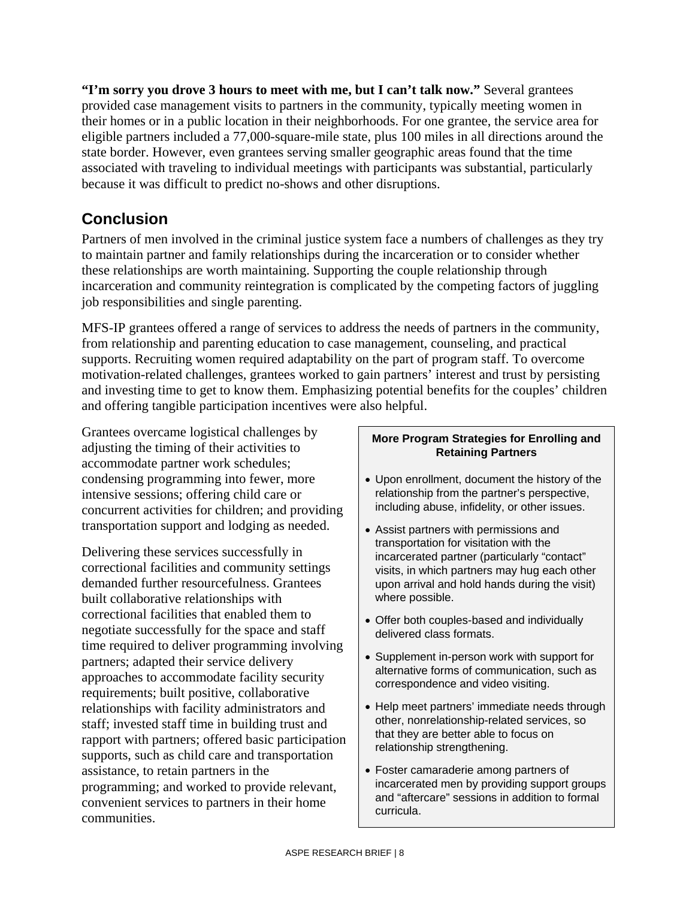**"I'm sorry you drove 3 hours to meet with me, but I can't talk now."** Several grantees provided case management visits to partners in the community, typically meeting women in their homes or in a public location in their neighborhoods. For one grantee, the service area for eligible partners included a 77,000-square-mile state, plus 100 miles in all directions around the state border. However, even grantees serving smaller geographic areas found that the time associated with traveling to individual meetings with participants was substantial, particularly because it was difficult to predict no-shows and other disruptions.

## Conclusion

Partners of men involved in the criminal justice system face a numbers of challenges as they try to maintain partner and family relationships during the incarceration or to consider whether these relationships are worth maintaining. Supporting the couple relationship through incarceration and community reintegration is complicated by the competing factors of juggling job responsibilities and single parenting.

MFS-IP grantees offered a range of services to address the needs of partners in the community, from relationship and parenting education to case management, counseling, and practical supports. Recruiting women required adaptability on the part of program staff. To overcome motivation-related challenges, grantees worked to gain partners' interest and trust by persisting and investing time to get to know them. Emphasizing potential benefits for the couples' children and offering tangible participation incentives were also helpful.

Grantees overcame logistical challenges by adjusting the timing of their activities to accommodate partner work schedules; condensing programming into fewer, more intensive sessions; offering child care or concurrent activities for children; and providing transportation support and lodging as needed.

Delivering these services successfully in correctional facilities and community settings demanded further resourcefulness. Grantees built collaborative relationships with correctional facilities that enabled them to negotiate successfully for the space and staff time required to deliver programming involving partners; adapted their service delivery approaches to accommodate facility security requirements; built positive, collaborative relationships with facility administrators and staff; invested staff time in building trust and rapport with partners; offered basic participation supports, such as child care and transportation assistance, to retain partners in the programming; and worked to provide relevant, convenient services to partners in their home communities.

**More Program Strategies for Enrolling and Retaining Partners**

- Upon enrollment, document the history of the relationship from the partner's perspective, including abuse, infidelity, or other issues.
- Assist partners with permissions and transportation for visitation with the incarcerated partner (particularly "contact" visits, in which partners may hug each other upon arrival and hold hands during the visit) where possible.
- Offer both couples-based and individually delivered class formats.
- Supplement in-person work with support for alternative forms of communication, such as correspondence and video visiting.
- Help meet partners' immediate needs through other, nonrelationship-related services, so that they are better able to focus on relationship strengthening.
- Foster camaraderie among partners of incarcerated men by providing support groups and "aftercare" sessions in addition to formal curricula.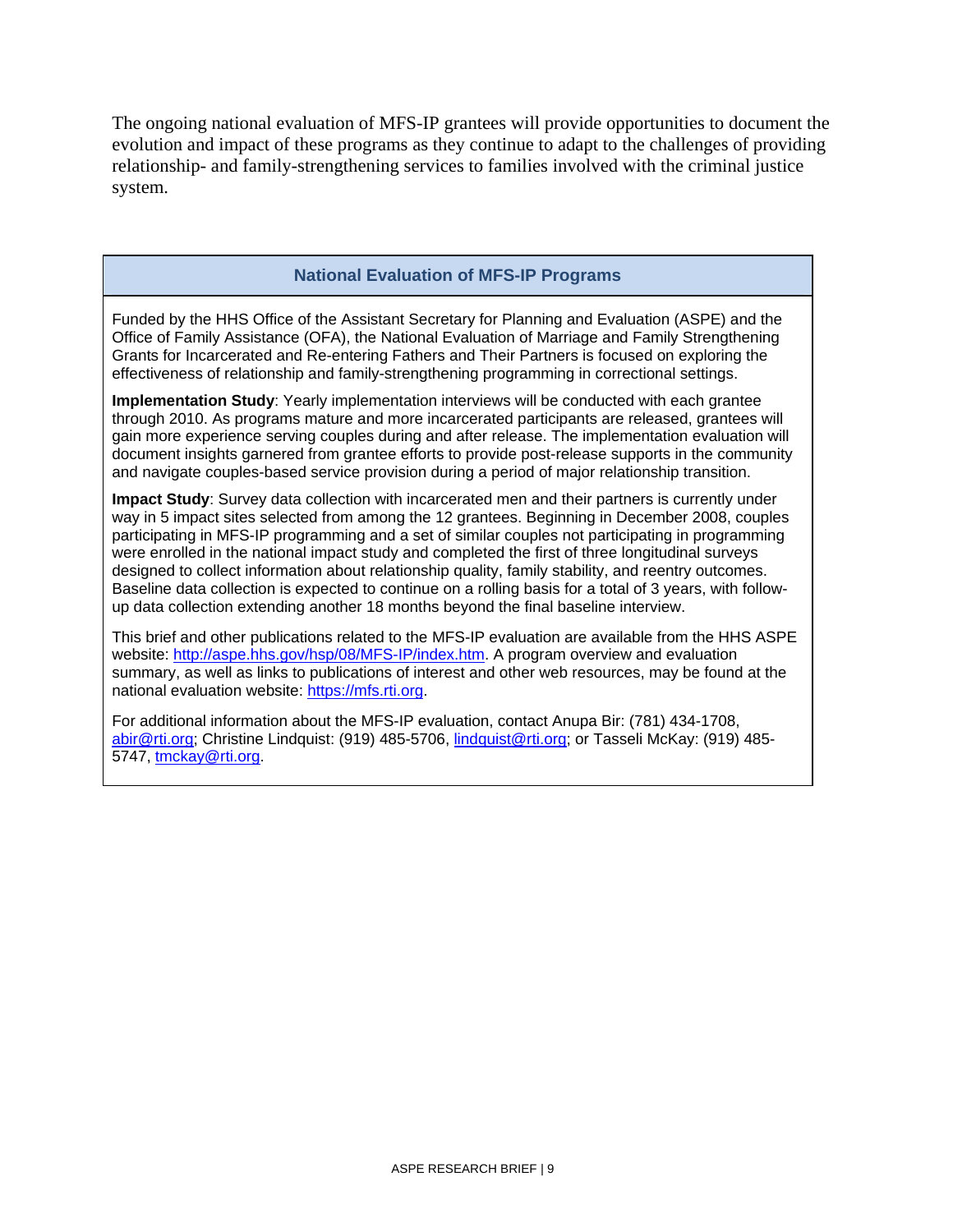The ongoing national evaluation of MFS-IP grantees will provide opportunities to document the evolution and impact of these programs as they continue to adapt to the challenges of providing relationship- and family-strengthening services to families involved with the criminal justice system.

### National Evaluation of MFS-IP Programs

Funded by the HHS Office of the Assistant Secretary for Planning and Evaluation (ASPE) and the Office of Family Assistance (OFA), the National Evaluation of Marriage and Family Strengthening Grants for Incarcerated and Re-entering Fathers and Their Partners is focused on exploring the effectiveness of relationship and family-strengthening programming in correctional settings.

**Implementation Study**: Yearly implementation interviews will be conducted with each grantee through 2010. As programs mature and more incarcerated participants are released, grantees will gain more experience serving couples during and after release. The implementation evaluation will document insights garnered from grantee efforts to provide post-release supports in the community and navigate couples-based service provision during a period of major relationship transition.

**Impact Study**: Survey data collection with incarcerated men and their partners is currently under way in 5 impact sites selected from among the 12 grantees. Beginning in December 2008, couples participating in MFS-IP programming and a set of similar couples not participating in programming were enrolled in the national impact study and completed the first of three longitudinal surveys designed to collect information about relationship quality, family stability, and reentry outcomes. Baseline data collection is expected to continue on a rolling basis for a total of 3 years, with follow-up data collection extending another 18 months beyond the final baseline interview.

This brief and other publications related to the MFS-IP evaluation are available from the HHS ASPE website: http://aspe.hhs.gov/hsp/08/MFS-IP/index.htm. A program overview and evaluation summary, as well as links to publications of interest and other web resources, may be found at the national evaluation website: https://mfs.rti.org.

For additional information about the MFS-IP evaluation, contact Anupa Bir: (781) 434-1708, abir@rti.org; Christine Lindquist: (919) 485-5706, lindquist@rti.org; or Tasseli McKay: (919) 485-5747, tmckay@rti.org.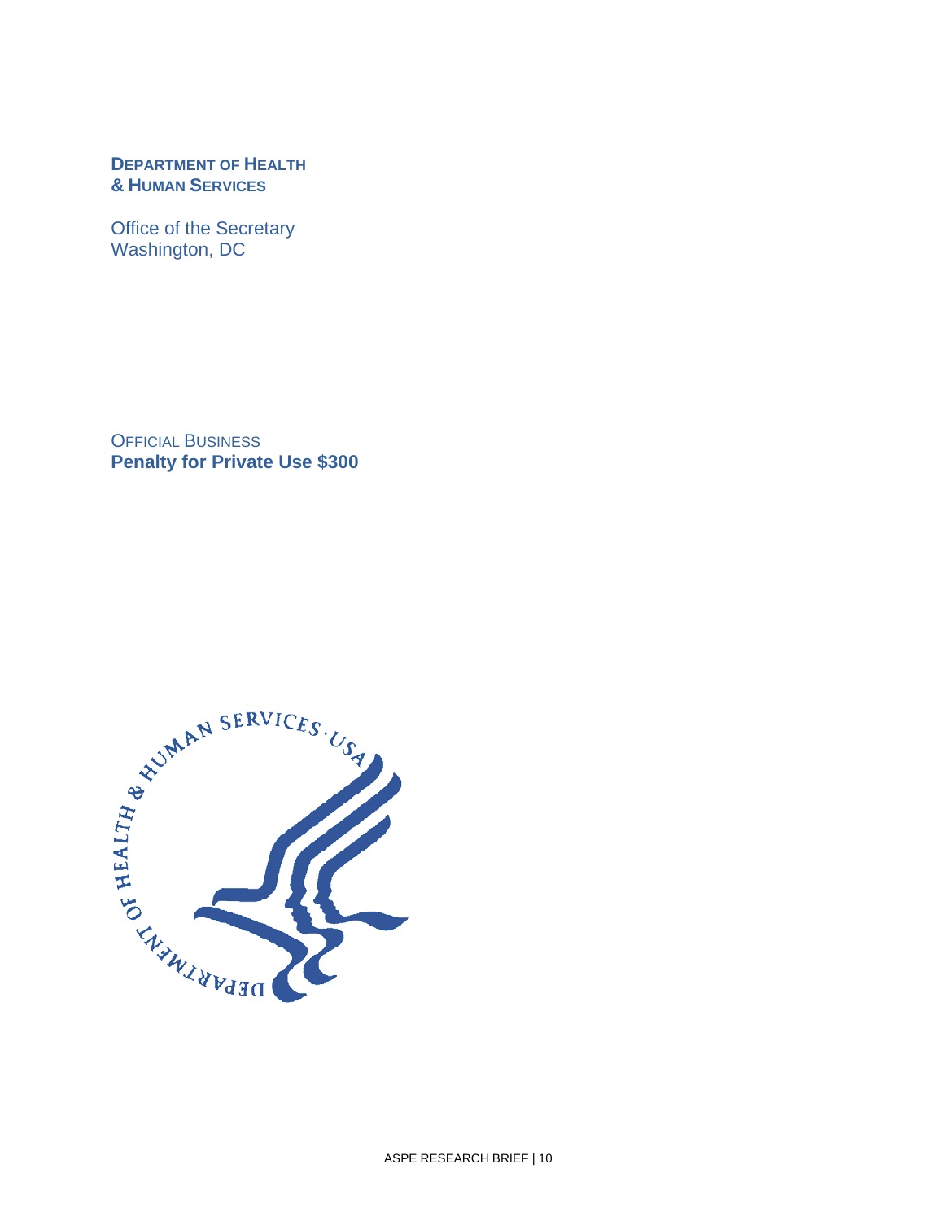**DEPARTMENT OF HEALTH & HUMAN SERVICES**

Office of the Secretary
Washington, DC

OFFICIAL BUSINESS
**Penalty for Private Use $300**